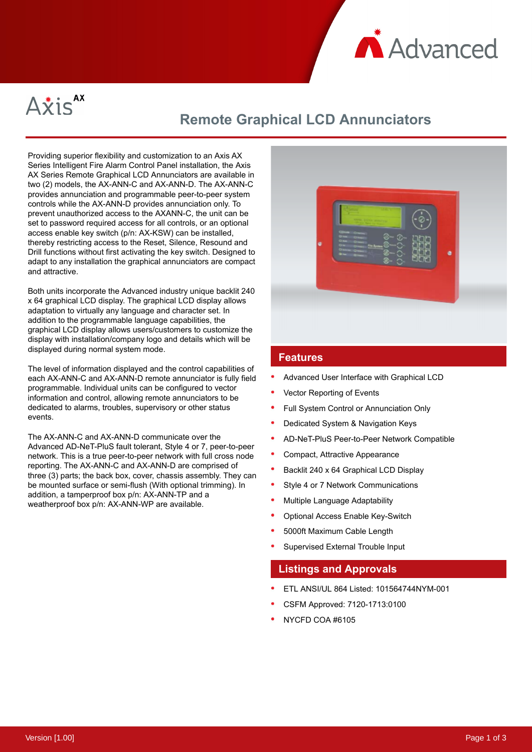# Axis AX

## Remote Graphical LCD Annunciators

Providing superior flexibility and customization to an Axis AX Series Intelligent Fire Alarm Control Panel installation, the Axis AX Series Remote Graphical LCD Annunciators are available in two (2) models, the AX-ANN-C and AX-ANN-D. The AX-ANN-C provides annunciation and programmable peer-to-peer system controls while the AX-ANN-D provides annunciation only. To prevent unauthorized access to the AXANN-C, the unit can be set to password required access for all controls, or an optional access enable key switch (p/n: AX-KSW) can be installed, thereby restricting access to the Reset, Silence, Resound and Drill functions without first activating the key switch. Designed to adapt to any installation the graphical annunciators are compact and attractive.

Both units incorporate the Advanced industry unique backlit 240 x 64 graphical LCD display. The graphical LCD display allows adaptation to virtually any language and character set. In addition to the programmable language capabilities, the graphical LCD display allows users/customers to customize the display with installation/company logo and details which will be displayed during normal system mode.

The level of information displayed and the control capabilities of each AX-ANN-C and AX-ANN-D remote annunciator is fully field programmable. Individual units can be configured to vector information and control, allowing remote annunciators to be dedicated to alarms, troubles, supervisory or other status events.

The AX-ANN-C and AX-ANN-D communicate over the Advanced AD-NeT-PluS fault tolerant, Style 4 or 7, peer-to-peer network. This is a true peer-to-peer network with full cross node reporting. The AX-ANN-C and AX-ANN-D are comprised of three (3) parts; the back box, cover, chassis assembly. They can be mounted surface or semi-flush (With optional trimming). In addition, a tamperproof box p/n: AX-ANN-TP and a weatherproof box p/n: AX-ANN-WP are available.

### Features

- Advanced User Interface with Graphical LCD
- Vector Reporting of Events
- Full System Control or Annunciation Only
- Dedicated System & Navigation Keys
- AD-NeT-PluS Peer-to-Peer Network Compatible
- Compact, Attractive Appearance
- Backlit 240 x 64 Graphical LCD Display
- Style 4 or 7 Network Communications
- Multiple Language Adaptability
- Optional Access Enable Key-Switch
- 5000ft Maximum Cable Length
- Supervised External Trouble Input

### Listings and Approvals

- ETL ANSI/UL 864 Listed: 101564744NYM-001
- CSFM Approved: 7120-1713:0100
- NYCFD COA #6105

Version [1.00]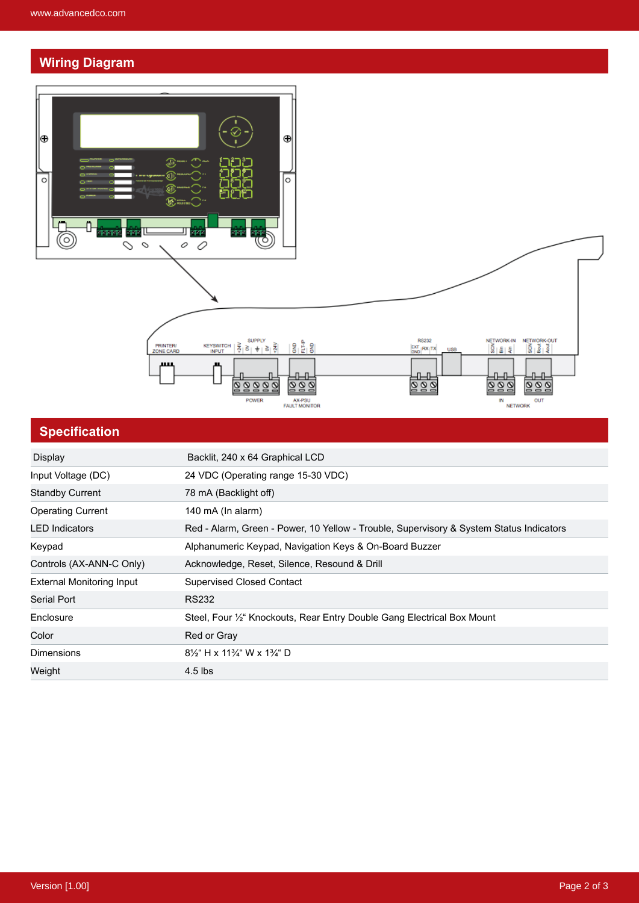## Wiring Diagram

## Specification

| | |
|---|---|
| Display | Backlit, 240 x 64 Graphical LCD |
| Input Voltage (DC) | 24 VDC (Operating range 15-30 VDC) |
| Standby Current | 78 mA (Backlight off) |
| Operating Current | 140 mA (In alarm) |
| LED Indicators | Red - Alarm, Green - Power, 10 Yellow - Trouble, Supervisory & System Status Indicators |
| Keypad | Alphanumeric Keypad, Navigation Keys & On-Board Buzzer |
| Controls (AX-ANN-C Only) | Acknowledge, Reset, Silence, Resound & Drill |
| External Monitoring Input | Supervised Closed Contact |
| Serial Port | RS232 |
| Enclosure | Steel, Four ½" Knockouts, Rear Entry Double Gang Electrical Box Mount |
| Color | Red or Gray |
| Dimensions | 8½" H x 11¾" W x 1¾" D |
| Weight | 4.5 lbs |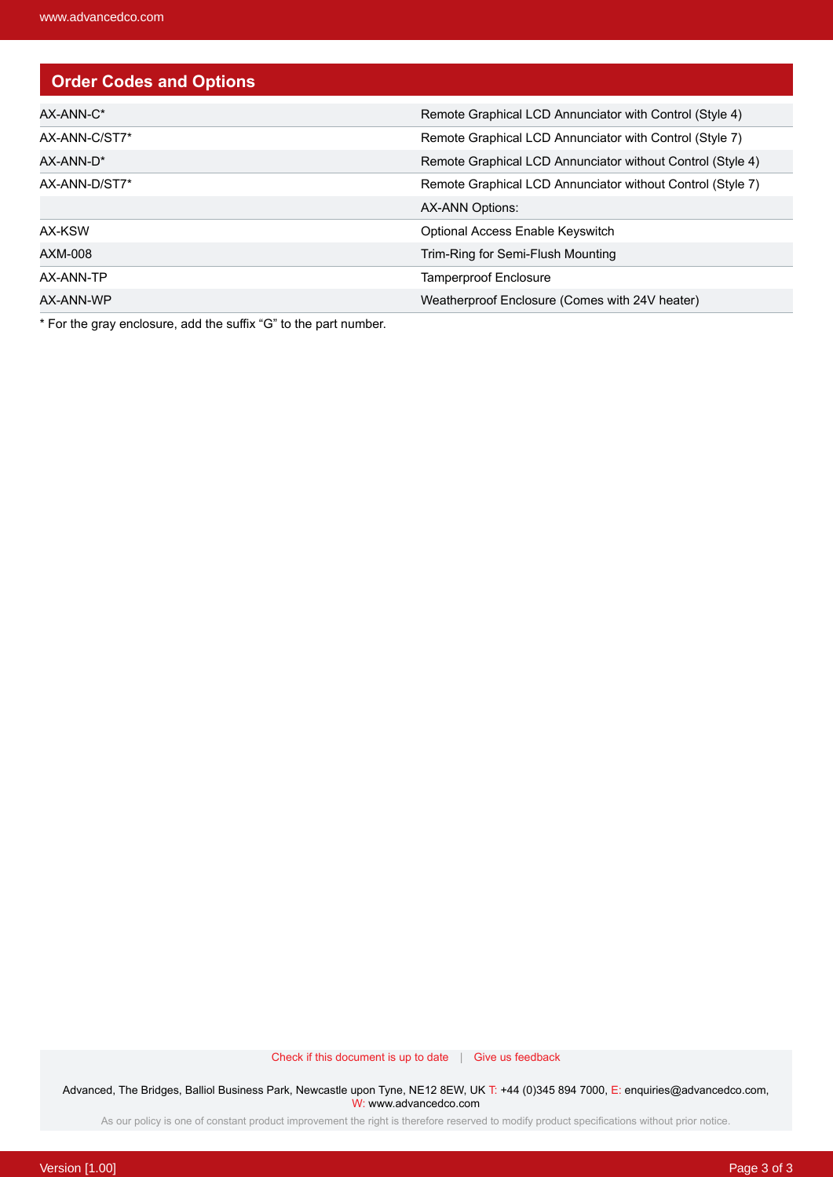## Order Codes and Options

| | |
|---|---|
| AX-ANN-C* | Remote Graphical LCD Annunciator with Control (Style 4) |
| AX-ANN-C/ST7* | Remote Graphical LCD Annunciator with Control (Style 7) |
| AX-ANN-D* | Remote Graphical LCD Annunciator without Control (Style 4) |
| AX-ANN-D/ST7* | Remote Graphical LCD Annunciator without Control (Style 7) |
| | AX-ANN Options: |
| AX-KSW | Optional Access Enable Keyswitch |
| AXM-008 | Trim-Ring for Semi-Flush Mounting |
| AX-ANN-TP | Tamperproof Enclosure |
| AX-ANN-WP | Weatherproof Enclosure (Comes with 24V heater) |

* For the gray enclosure, add the suffix “G” to the part number.

Check if this document is up to date | Give us feedback

Advanced, The Bridges, Balliol Business Park, Newcastle upon Tyne, NE12 8EW, UK T: +44 (0)345 894 7000, E: enquiries@advancedco.com, W: www.advancedco.com

As our policy is one of constant product improvement the right is therefore reserved to modify product specifications without prior notice.

Version [1.00]